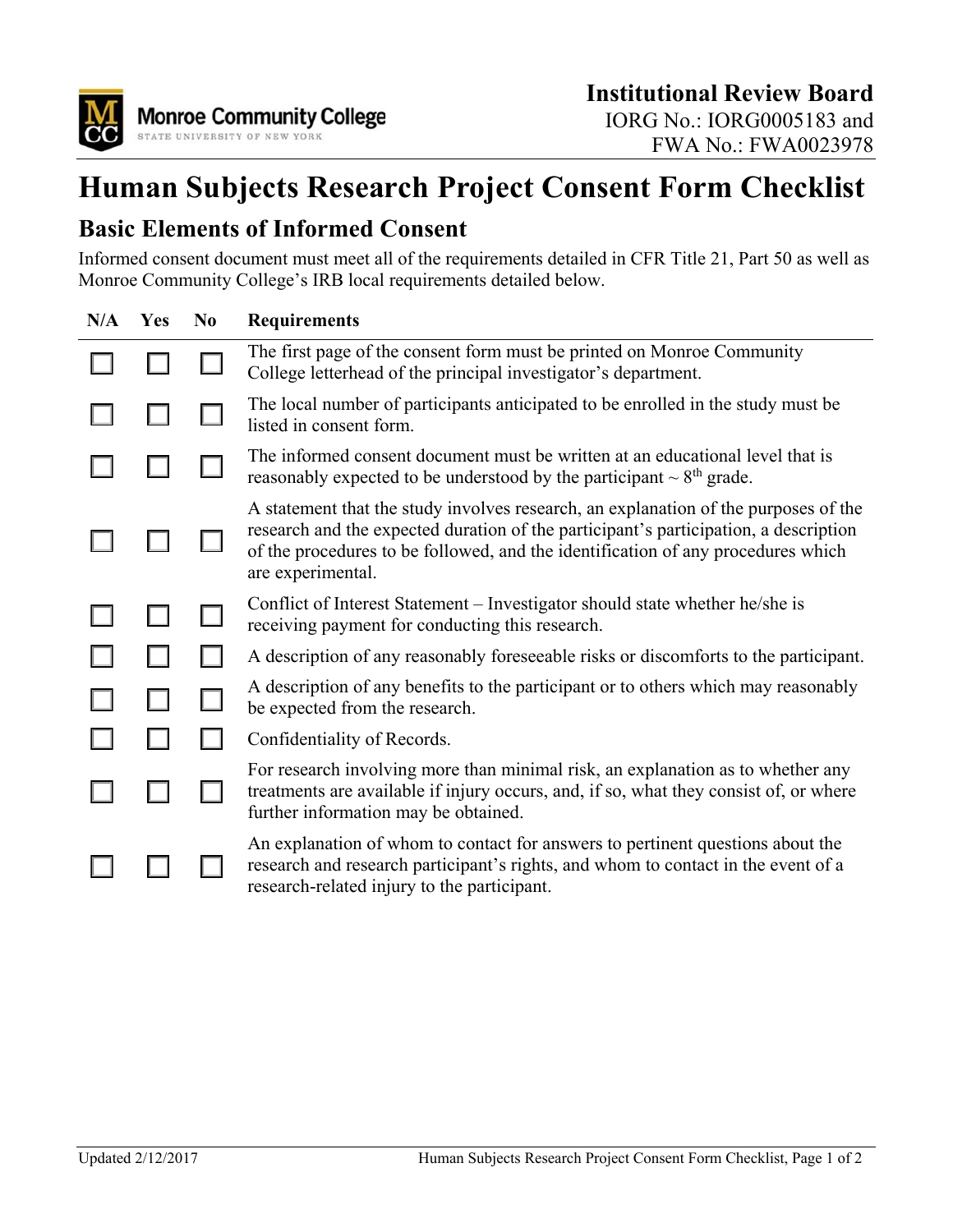Monroe Community College
STATE UNIVERSITY OF NEW YORK

**Institutional Review Board**
IORG No.: IORG0005183 and
FWA No.: FWA0023978

# Human Subjects Research Project Consent Form Checklist

## Basic Elements of Informed Consent

Informed consent document must meet all of the requirements detailed in CFR Title 21, Part 50 as well as Monroe Community College's IRB local requirements detailed below.

| N/A | Yes | No | Requirements |
|---|---|---|---|
| ☐ | ☐ | ☐ | The first page of the consent form must be printed on Monroe Community College letterhead of the principal investigator's department. |
| ☐ | ☐ | ☐ | The local number of participants anticipated to be enrolled in the study must be listed in consent form. |
| ☐ | ☐ | ☐ | The informed consent document must be written at an educational level that is reasonably expected to be understood by the participant ~ $8^{th}$ grade. |
| ☐ | ☐ | ☐ | A statement that the study involves research, an explanation of the purposes of the research and the expected duration of the participant's participation, a description of the procedures to be followed, and the identification of any procedures which are experimental. |
| ☐ | ☐ | ☐ | Conflict of Interest Statement – Investigator should state whether he/she is receiving payment for conducting this research. |
| ☐ | ☐ | ☐ | A description of any reasonably foreseeable risks or discomforts to the participant. |
| ☐ | ☐ | ☐ | A description of any benefits to the participant or to others which may reasonably be expected from the research. |
| ☐ | ☐ | ☐ | Confidentiality of Records. |
| ☐ | ☐ | ☐ | For research involving more than minimal risk, an explanation as to whether any treatments are available if injury occurs, and, if so, what they consist of, or where further information may be obtained. |
| ☐ | ☐ | ☐ | An explanation of whom to contact for answers to pertinent questions about the research and research participant's rights, and whom to contact in the event of a research-related injury to the participant. |

Updated 2/12/2017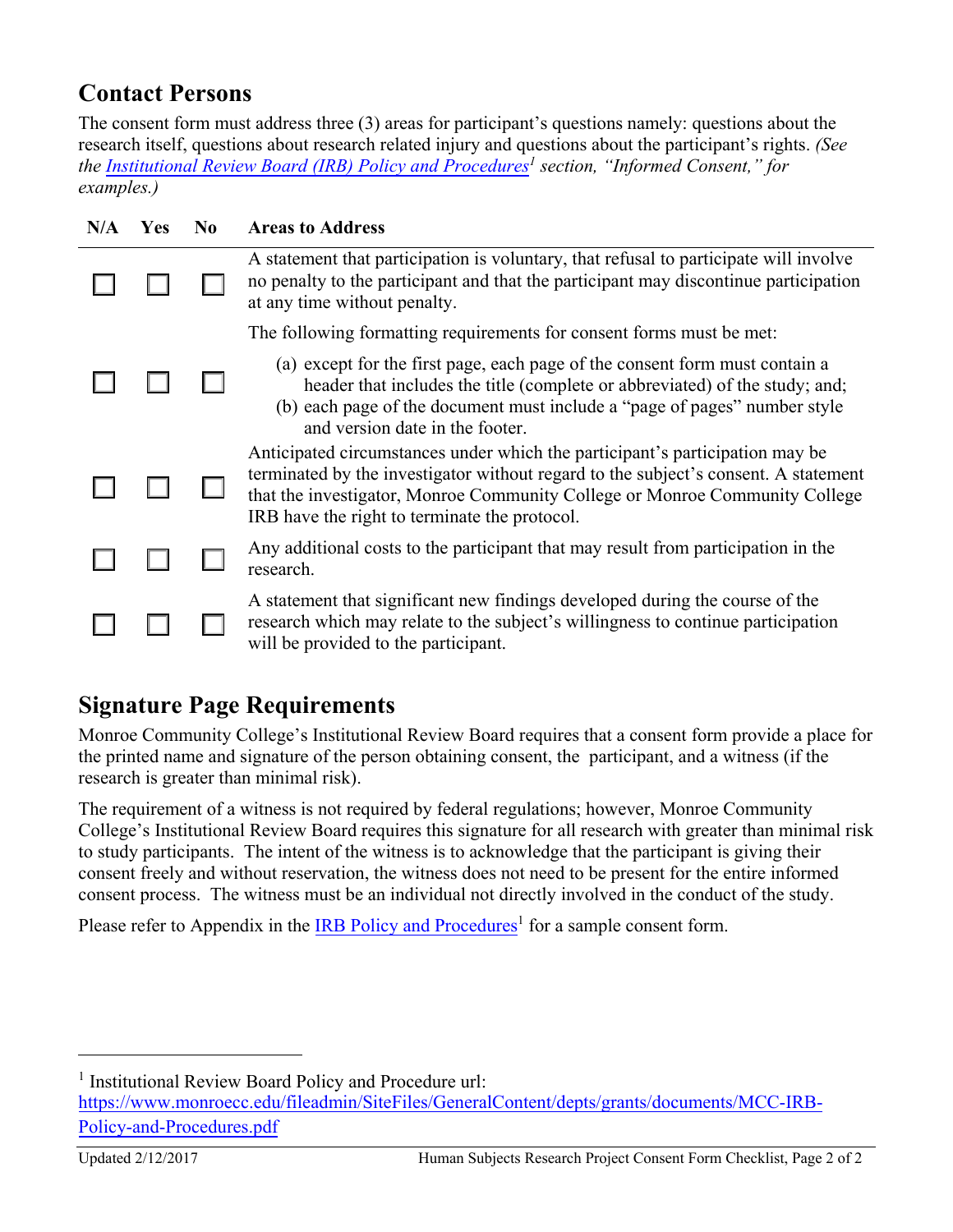## Contact Persons

The consent form must address three (3) areas for participant's questions namely: questions about the research itself, questions about research related injury and questions about the participant's rights. *(See the [Institutional Review Board (IRB) Policy and Procedures](https://www.monroecc.edu/fileadmin/SiteFiles/GeneralContent/depts/grants/documents/MCC-IRB-Policy-and-Procedures.pdf)[1] section, "Informed Consent," for examples.)*

| N/A | Yes | No | Areas to Address |
|---|---|---|---|
| ☐ | ☐ | ☐ | A statement that participation is voluntary, that refusal to participate will involve no penalty to the participant and that the participant may discontinue participation at any time without penalty. |
| ☐ | ☐ | ☐ | The following formatting requirements for consent forms must be met:<br>(a) except for the first page, each page of the consent form must contain a header that includes the title (complete or abbreviated) of the study; and;<br>(b) each page of the document must include a "page of pages" number style and version date in the footer. |
| ☐ | ☐ | ☐ | Anticipated circumstances under which the participant's participation may be terminated by the investigator without regard to the subject's consent. A statement that the investigator, Monroe Community College or Monroe Community College IRB have the right to terminate the protocol. |
| ☐ | ☐ | ☐ | Any additional costs to the participant that may result from participation in the research. |
| ☐ | ☐ | ☐ | A statement that significant new findings developed during the course of the research which may relate to the subject's willingness to continue participation will be provided to the participant. |

## Signature Page Requirements

Monroe Community College's Institutional Review Board requires that a consent form provide a place for the printed name and signature of the person obtaining consent, the participant, and a witness (if the research is greater than minimal risk).

The requirement of a witness is not required by federal regulations; however, Monroe Community College's Institutional Review Board requires this signature for all research with greater than minimal risk to study participants. The intent of the witness is to acknowledge that the participant is giving their consent freely and without reservation, the witness does not need to be present for the entire informed consent process. The witness must be an individual not directly involved in the conduct of the study.

Please refer to Appendix in the [IRB Policy and Procedures](https://www.monroecc.edu/fileadmin/SiteFiles/GeneralContent/depts/grants/documents/MCC-IRB-Policy-and-Procedures.pdf)[1] for a sample consent form.

---

[1] Institutional Review Board Policy and Procedure url: https://www.monroecc.edu/fileadmin/SiteFiles/GeneralContent/depts/grants/documents/MCC-IRB-Policy-and-Procedures.pdf

Updated 2/12/2017